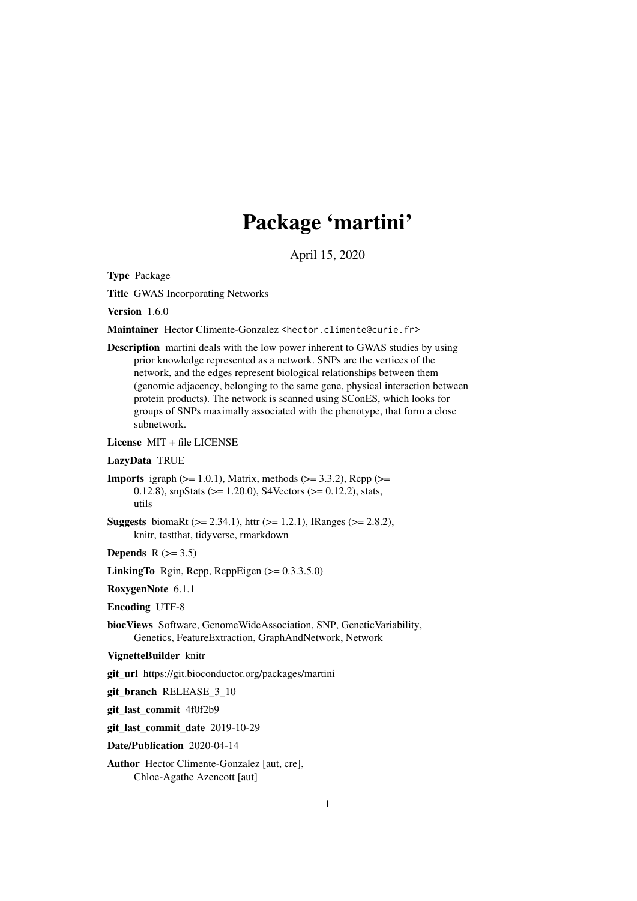# Package 'martini'

April 15, 2020

**Type** Package

**Title** GWAS Incorporating Networks

**Version** 1.6.0

**Maintainer** Hector Climente-Gonzalez <hector.climente@curie.fr>

**Description** martini deals with the low power inherent to GWAS studies by using prior knowledge represented as a network. SNPs are the vertices of the network, and the edges represent biological relationships between them (genomic adjacency, belonging to the same gene, physical interaction between protein products). The network is scanned using SConES, which looks for groups of SNPs maximally associated with the phenotype, that form a close subnetwork.

**License** MIT + file LICENSE

**LazyData** TRUE

**Imports** igraph (>= 1.0.1), Matrix, methods (>= 3.3.2), Rcpp (>= 0.12.8), snpStats (>= 1.20.0), S4Vectors (>= 0.12.2), stats, utils

**Suggests** biomaRt (>= 2.34.1), httr (>= 1.2.1), IRanges (>= 2.8.2), knitr, testthat, tidyverse, rmarkdown

**Depends** R (>= 3.5)

**LinkingTo** Rgin, Rcpp, RcppEigen (>= 0.3.3.5.0)

**RoxygenNote** 6.1.1

**Encoding** UTF-8

**biocViews** Software, GenomeWideAssociation, SNP, GeneticVariability, Genetics, FeatureExtraction, GraphAndNetwork, Network

**VignetteBuilder** knitr

**git_url** https://git.bioconductor.org/packages/martini

**git_branch** RELEASE_3_10

**git_last_commit** 4f0f2b9

**git_last_commit_date** 2019-10-29

**Date/Publication** 2020-04-14

**Author** Hector Climente-Gonzalez [aut, cre], Chloe-Agathe Azencott [aut]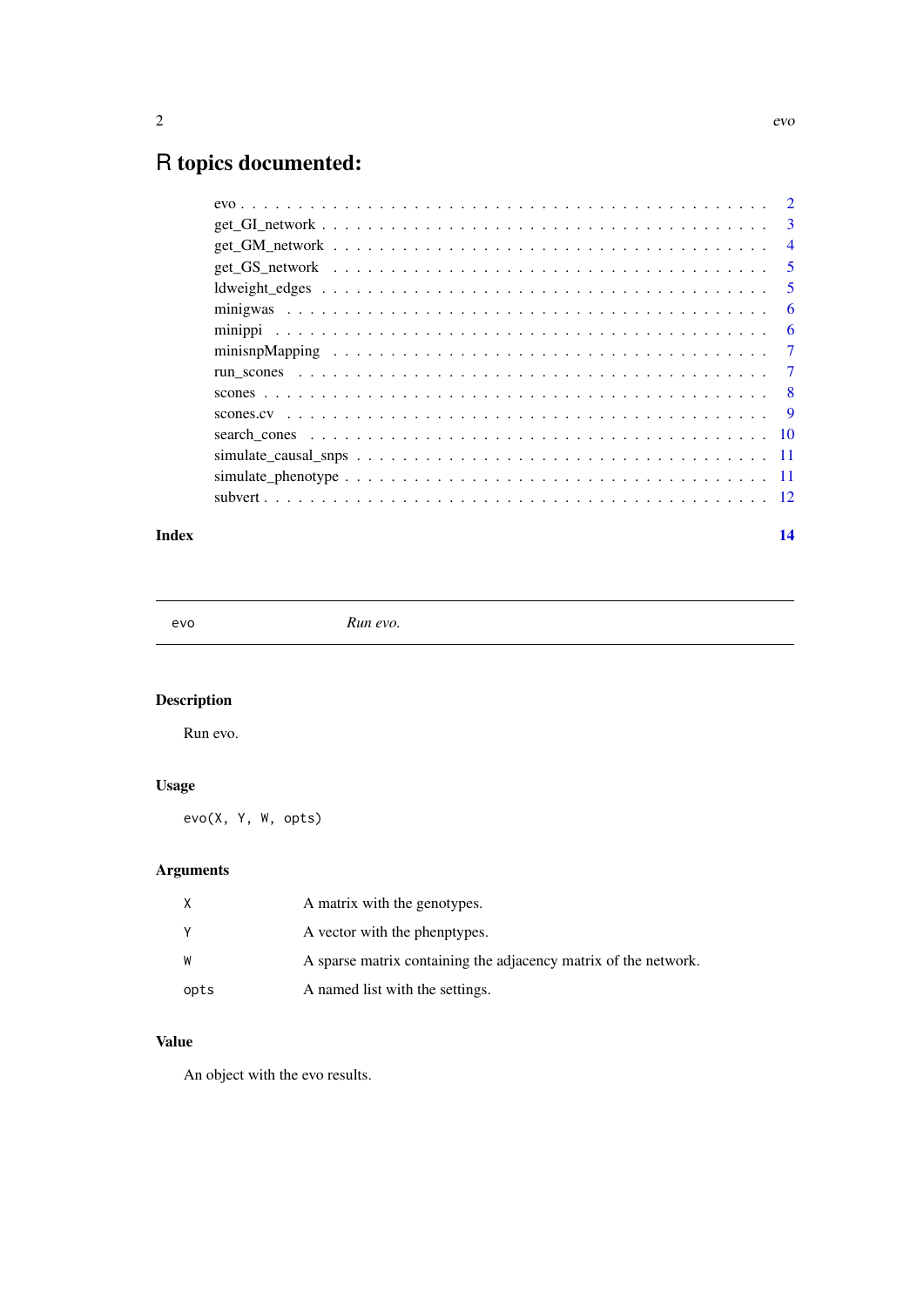# R topics documented:

evo . . . . . . . . . . . . . . . . . . . . . . . . . . . . . . . . . . . . . . . . . . . . . 2
get_GI_network . . . . . . . . . . . . . . . . . . . . . . . . . . . . . . . . . . . . . . . 3
get_GM_network . . . . . . . . . . . . . . . . . . . . . . . . . . . . . . . . . . . . . . 4
get_GS_network . . . . . . . . . . . . . . . . . . . . . . . . . . . . . . . . . . . . . . 5
ldweight_edges . . . . . . . . . . . . . . . . . . . . . . . . . . . . . . . . . . . . . . . 5
minigwas . . . . . . . . . . . . . . . . . . . . . . . . . . . . . . . . . . . . . . . . . . 6
minippi . . . . . . . . . . . . . . . . . . . . . . . . . . . . . . . . . . . . . . . . . . . 6
minisnpMapping . . . . . . . . . . . . . . . . . . . . . . . . . . . . . . . . . . . . . . 7
run_scones . . . . . . . . . . . . . . . . . . . . . . . . . . . . . . . . . . . . . . . . . 7
scones . . . . . . . . . . . . . . . . . . . . . . . . . . . . . . . . . . . . . . . . . . . 8
scones.cv . . . . . . . . . . . . . . . . . . . . . . . . . . . . . . . . . . . . . . . . . . 9
search_cones . . . . . . . . . . . . . . . . . . . . . . . . . . . . . . . . . . . . . . . . 10
simulate_causal_snps . . . . . . . . . . . . . . . . . . . . . . . . . . . . . . . . . . . 11
simulate_phenotype . . . . . . . . . . . . . . . . . . . . . . . . . . . . . . . . . . . . 11
subvert . . . . . . . . . . . . . . . . . . . . . . . . . . . . . . . . . . . . . . . . . . . 12

**Index** **14**

---

`evo` *Run evo.*

---

## Description

Run evo.

## Usage

```
evo(X, Y, W, opts)
```

## Arguments

| | |
|---|---|
| `X` | A matrix with the genotypes. |
| `Y` | A vector with the phenptypes. |
| `W` | A sparse matrix containing the adjacency matrix of the network. |
| `opts` | A named list with the settings. |

## Value

An object with the evo results.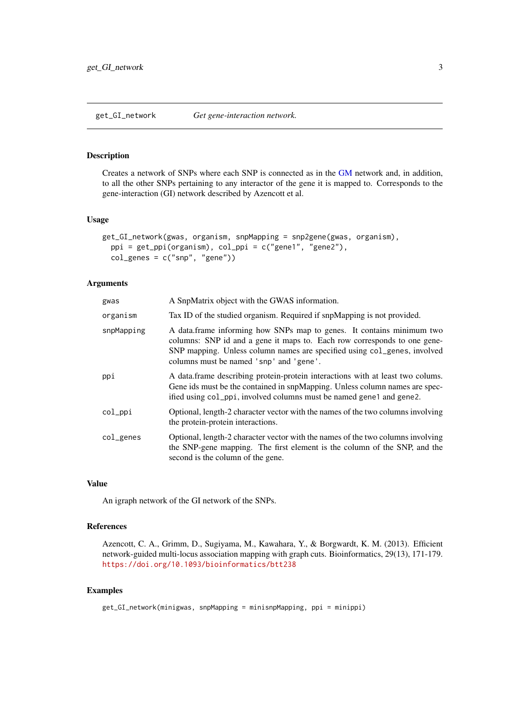## get_GI_network *Get gene-interaction network.*

### Description

Creates a network of SNPs where each SNP is connected as in the GM network and, in addition, to all the other SNPs pertaining to any interactor of the gene it is mapped to. Corresponds to the gene-interaction (GI) network described by Azencott et al.

### Usage

```
get_GI_network(gwas, organism, snpMapping = snp2gene(gwas, organism),
  ppi = get_ppi(organism), col_ppi = c("gene1", "gene2"),
  col_genes = c("snp", "gene"))
```

### Arguments

| | |
|---|---|
| `gwas` | A SnpMatrix object with the GWAS information. |
| `organism` | Tax ID of the studied organism. Required if snpMapping is not provided. |
| `snpMapping` | A data.frame informing how SNPs map to genes. It contains minimum two columns: SNP id and a gene it maps to. Each row corresponds to one gene-SNP mapping. Unless column names are specified using `col_genes`, involved columns must be named `'snp'` and `'gene'`. |
| `ppi` | A data.frame describing protein-protein interactions with at least two colums. Gene ids must be the contained in snpMapping. Unless column names are specified using `col_ppi`, involved columns must be named `gene1` and `gene2`. |
| `col_ppi` | Optional, length-2 character vector with the names of the two columns involving the protein-protein interactions. |
| `col_genes` | Optional, length-2 character vector with the names of the two columns involving the SNP-gene mapping. The first element is the column of the SNP, and the second is the column of the gene. |

### Value

An igraph network of the GI network of the SNPs.

### References

Azencott, C. A., Grimm, D., Sugiyama, M., Kawahara, Y., & Borgwardt, K. M. (2013). Efficient network-guided multi-locus association mapping with graph cuts. Bioinformatics, 29(13), 171-179. https://doi.org/10.1093/bioinformatics/btt238

### Examples

```
get_GI_network(minigwas, snpMapping = minisnpMapping, ppi = minippi)
```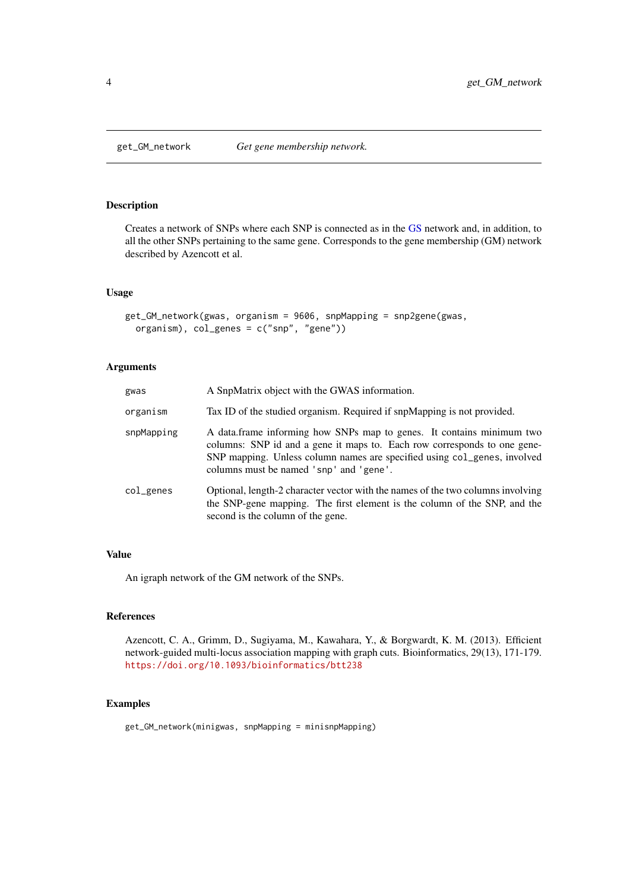## get_GM_network    *Get gene membership network.*

### Description

Creates a network of SNPs where each SNP is connected as in the GS network and, in addition, to all the other SNPs pertaining to the same gene. Corresponds to the gene membership (GM) network described by Azencott et al.

### Usage

```
get_GM_network(gwas, organism = 9606, snpMapping = snp2gene(gwas,
  organism), col_genes = c("snp", "gene"))
```

### Arguments

| | |
|---|---|
| `gwas` | A SnpMatrix object with the GWAS information. |
| `organism` | Tax ID of the studied organism. Required if snpMapping is not provided. |
| `snpMapping` | A data.frame informing how SNPs map to genes. It contains minimum two columns: SNP id and a gene it maps to. Each row corresponds to one gene-SNP mapping. Unless column names are specified using `col_genes`, involved columns must be named `'snp'` and `'gene'`. |
| `col_genes` | Optional, length-2 character vector with the names of the two columns involving the SNP-gene mapping. The first element is the column of the SNP, and the second is the column of the gene. |

### Value

An igraph network of the GM network of the SNPs.

### References

Azencott, C. A., Grimm, D., Sugiyama, M., Kawahara, Y., & Borgwardt, K. M. (2013). Efficient network-guided multi-locus association mapping with graph cuts. Bioinformatics, 29(13), 171-179. https://doi.org/10.1093/bioinformatics/btt238

### Examples

```
get_GM_network(minigwas, snpMapping = minisnpMapping)
```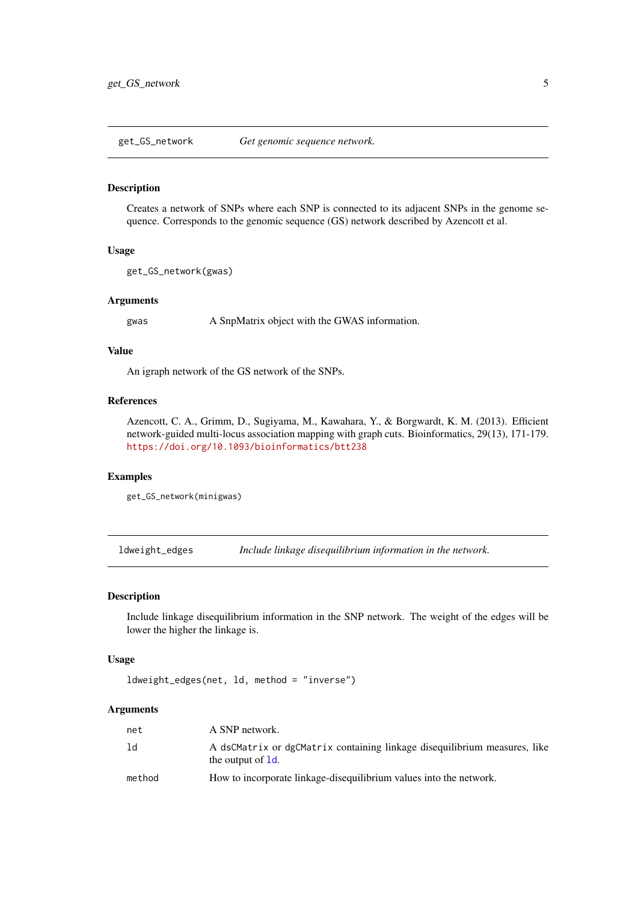## get_GS_network — *Get genomic sequence network.*

### Description

Creates a network of SNPs where each SNP is connected to its adjacent SNPs in the genome sequence. Corresponds to the genomic sequence (GS) network described by Azencott et al.

### Usage

```
get_GS_network(gwas)
```

### Arguments

| | |
|---|---|
| `gwas` | A SnpMatrix object with the GWAS information. |

### Value

An igraph network of the GS network of the SNPs.

### References

Azencott, C. A., Grimm, D., Sugiyama, M., Kawahara, Y., & Borgwardt, K. M. (2013). Efficient network-guided multi-locus association mapping with graph cuts. Bioinformatics, 29(13), 171-179. https://doi.org/10.1093/bioinformatics/btt238

### Examples

```
get_GS_network(minigwas)
```

## ldweight_edges — *Include linkage disequilibrium information in the network.*

### Description

Include linkage disequilibrium information in the SNP network. The weight of the edges will be lower the higher the linkage is.

### Usage

```
ldweight_edges(net, ld, method = "inverse")
```

### Arguments

| | |
|---|---|
| `net` | A SNP network. |
| `ld` | A `dsCMatrix` or `dgCMatrix` containing linkage disequilibrium measures, like the output of `ld`. |
| `method` | How to incorporate linkage-disequilibrium values into the network. |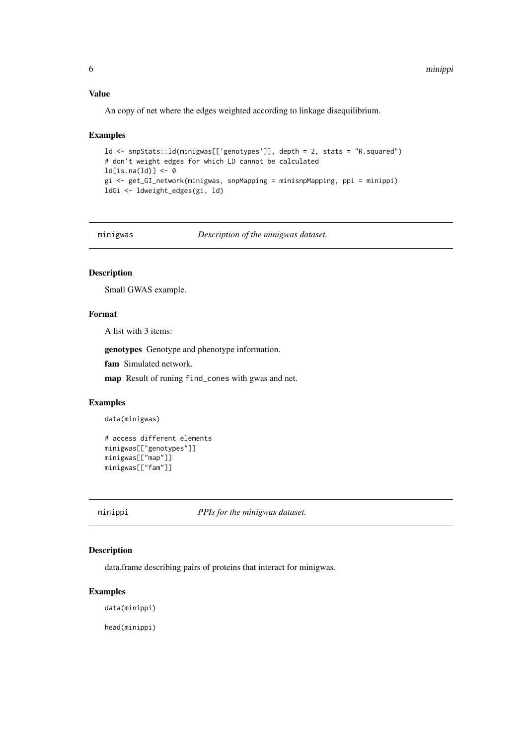### Value

An copy of net where the edges weighted according to linkage disequilibrium.

### Examples

```
ld <- snpStats::ld(minigwas[['genotypes']], depth = 2, stats = "R.squared")
# don't weight edges for which LD cannot be calculated
ld[is.na(ld)] <- 0
gi <- get_GI_network(minigwas, snpMapping = minisnpMapping, ppi = minippi)
ldGi <- ldweight_edges(gi, ld)
```

## minigwas — *Description of the minigwas dataset.*

### Description

Small GWAS example.

### Format

A list with 3 items:

**genotypes** Genotype and phenotype information.

**fam** Simulated network.

**map** Result of runing `find_cones` with gwas and net.

### Examples

```
data(minigwas)

# access different elements
minigwas[["genotypes"]]
minigwas[["map"]]
minigwas[["fam"]]
```

## minippi — *PPIs for the minigwas dataset.*

### Description

data.frame describing pairs of proteins that interact for minigwas.

### Examples

```
data(minippi)

head(minippi)
```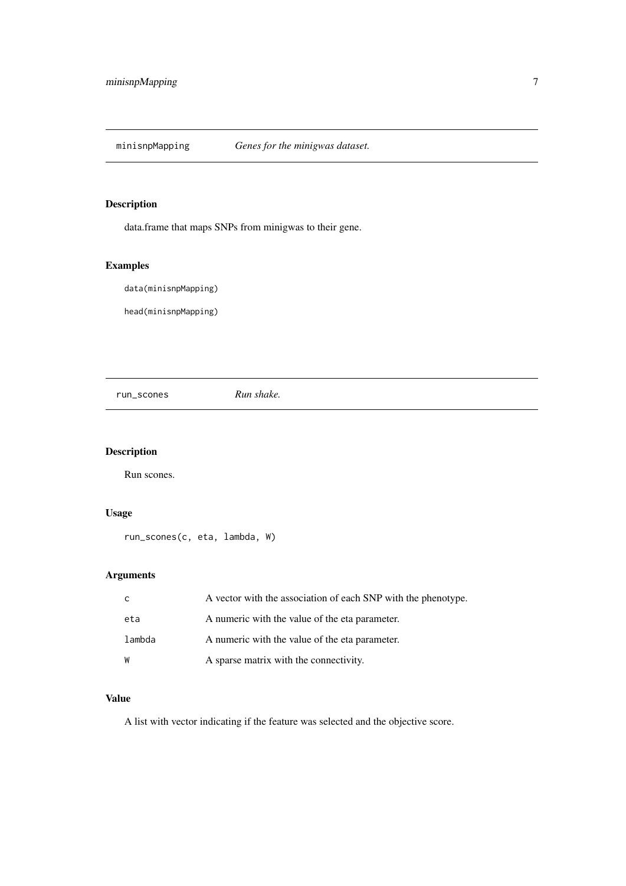## minisnpMapping *Genes for the minigwas dataset.*

### Description

data.frame that maps SNPs from minigwas to their gene.

### Examples

```
data(minisnpMapping)
head(minisnpMapping)
```

## run_scones *Run shake.*

### Description

Run scones.

### Usage

```
run_scones(c, eta, lambda, W)
```

### Arguments

| | |
|---|---|
| c | A vector with the association of each SNP with the phenotype. |
| eta | A numeric with the value of the eta parameter. |
| lambda | A numeric with the value of the eta parameter. |
| W | A sparse matrix with the connectivity. |

### Value

A list with vector indicating if the feature was selected and the objective score.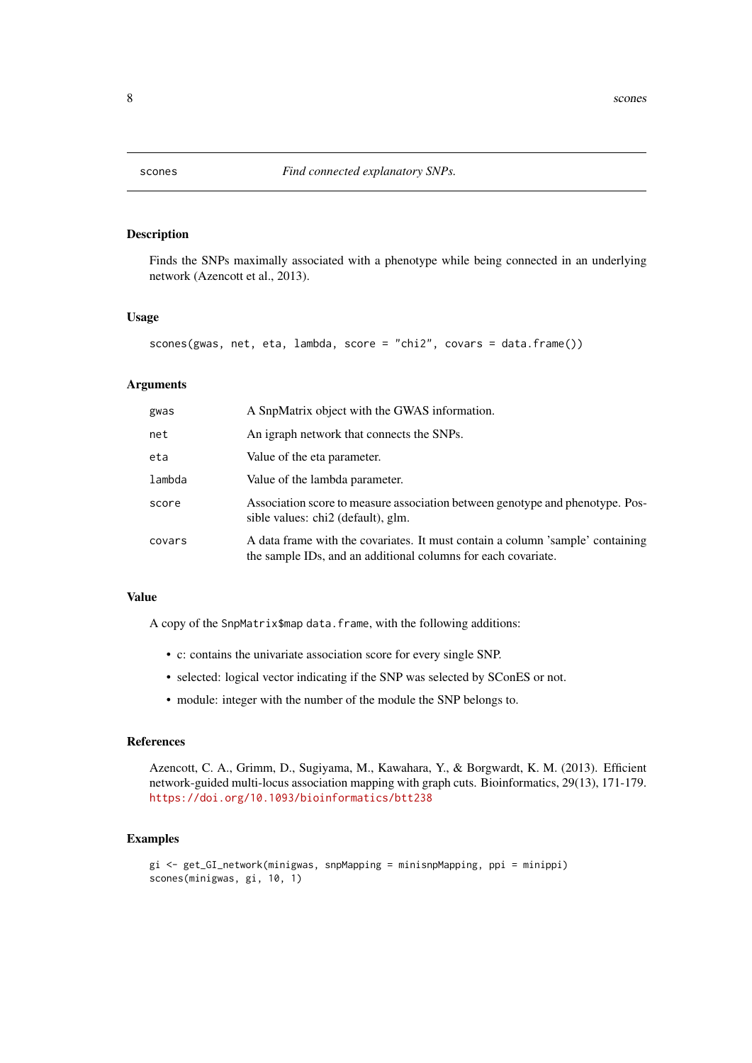# scones — *Find connected explanatory SNPs.*

## Description

Finds the SNPs maximally associated with a phenotype while being connected in an underlying network (Azencott et al., 2013).

## Usage

```
scones(gwas, net, eta, lambda, score = "chi2", covars = data.frame())
```

## Arguments

| | |
|---|---|
| `gwas` | A SnpMatrix object with the GWAS information. |
| `net` | An igraph network that connects the SNPs. |
| `eta` | Value of the eta parameter. |
| `lambda` | Value of the lambda parameter. |
| `score` | Association score to measure association between genotype and phenotype. Possible values: chi2 (default), glm. |
| `covars` | A data frame with the covariates. It must contain a column 'sample' containing the sample IDs, and an additional columns for each covariate. |

## Value

A copy of the `SnpMatrix$map` `data.frame`, with the following additions:

- c: contains the univariate association score for every single SNP.
- selected: logical vector indicating if the SNP was selected by SConES or not.
- module: integer with the number of the module the SNP belongs to.

## References

Azencott, C. A., Grimm, D., Sugiyama, M., Kawahara, Y., & Borgwardt, K. M. (2013). Efficient network-guided multi-locus association mapping with graph cuts. Bioinformatics, 29(13), 171-179. https://doi.org/10.1093/bioinformatics/btt238

## Examples

```
gi <- get_GI_network(minigwas, snpMapping = minisnpMapping, ppi = minippi)
scones(minigwas, gi, 10, 1)
```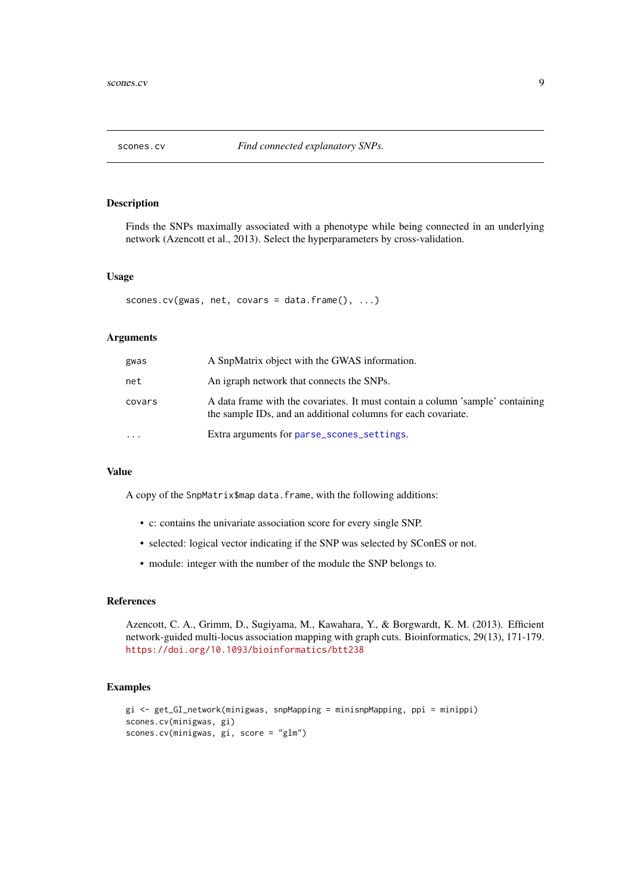## scones.cv — *Find connected explanatory SNPs.*

### Description

Finds the SNPs maximally associated with a phenotype while being connected in an underlying network (Azencott et al., 2013). Select the hyperparameters by cross-validation.

### Usage

```
scones.cv(gwas, net, covars = data.frame(), ...)
```

### Arguments

| | |
|---|---|
| `gwas` | A SnpMatrix object with the GWAS information. |
| `net` | An igraph network that connects the SNPs. |
| `covars` | A data frame with the covariates. It must contain a column 'sample' containing the sample IDs, and an additional columns for each covariate. |
| `...` | Extra arguments for `parse_scones_settings`. |

### Value

A copy of the `SnpMatrix$map` `data.frame`, with the following additions:

- c: contains the univariate association score for every single SNP.
- selected: logical vector indicating if the SNP was selected by SConES or not.
- module: integer with the number of the module the SNP belongs to.

### References

Azencott, C. A., Grimm, D., Sugiyama, M., Kawahara, Y., & Borgwardt, K. M. (2013). Efficient network-guided multi-locus association mapping with graph cuts. Bioinformatics, 29(13), 171-179. https://doi.org/10.1093/bioinformatics/btt238

### Examples

```
gi <- get_GI_network(minigwas, snpMapping = minisnpMapping, ppi = minippi)
scones.cv(minigwas, gi)
scones.cv(minigwas, gi, score = "glm")
```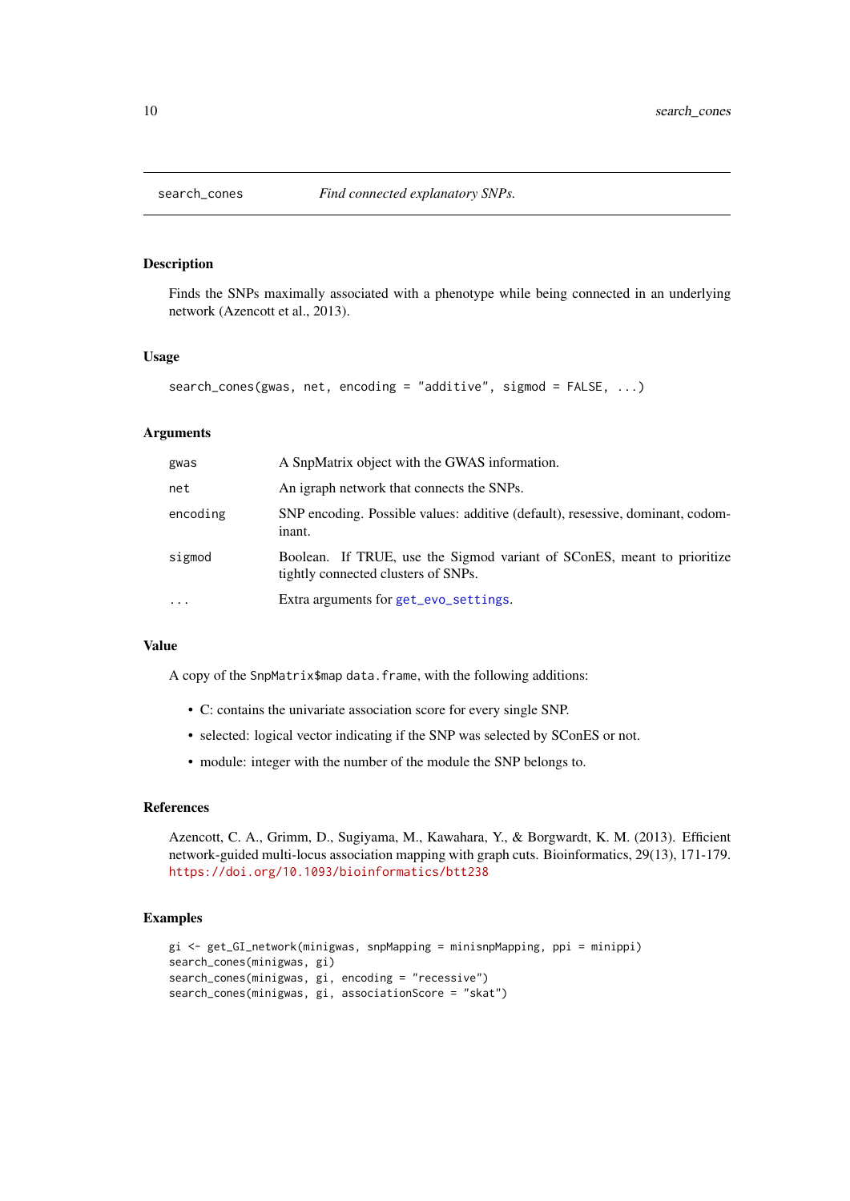## search_cones — *Find connected explanatory SNPs.*

### Description

Finds the SNPs maximally associated with a phenotype while being connected in an underlying network (Azencott et al., 2013).

### Usage

```
search_cones(gwas, net, encoding = "additive", sigmod = FALSE, ...)
```

### Arguments

| | |
|---|---|
| `gwas` | A SnpMatrix object with the GWAS information. |
| `net` | An igraph network that connects the SNPs. |
| `encoding` | SNP encoding. Possible values: additive (default), resessive, dominant, codominant. |
| `sigmod` | Boolean. If TRUE, use the Sigmod variant of SConES, meant to prioritize tightly connected clusters of SNPs. |
| `...` | Extra arguments for `get_evo_settings`. |

### Value

A copy of the `SnpMatrix$map` `data.frame`, with the following additions:

- C: contains the univariate association score for every single SNP.
- selected: logical vector indicating if the SNP was selected by SConES or not.
- module: integer with the number of the module the SNP belongs to.

### References

Azencott, C. A., Grimm, D., Sugiyama, M., Kawahara, Y., & Borgwardt, K. M. (2013). Efficient network-guided multi-locus association mapping with graph cuts. Bioinformatics, 29(13), 171-179. https://doi.org/10.1093/bioinformatics/btt238

### Examples

```
gi <- get_GI_network(minigwas, snpMapping = minisnpMapping, ppi = minippi)
search_cones(minigwas, gi)
search_cones(minigwas, gi, encoding = "recessive")
search_cones(minigwas, gi, associationScore = "skat")
```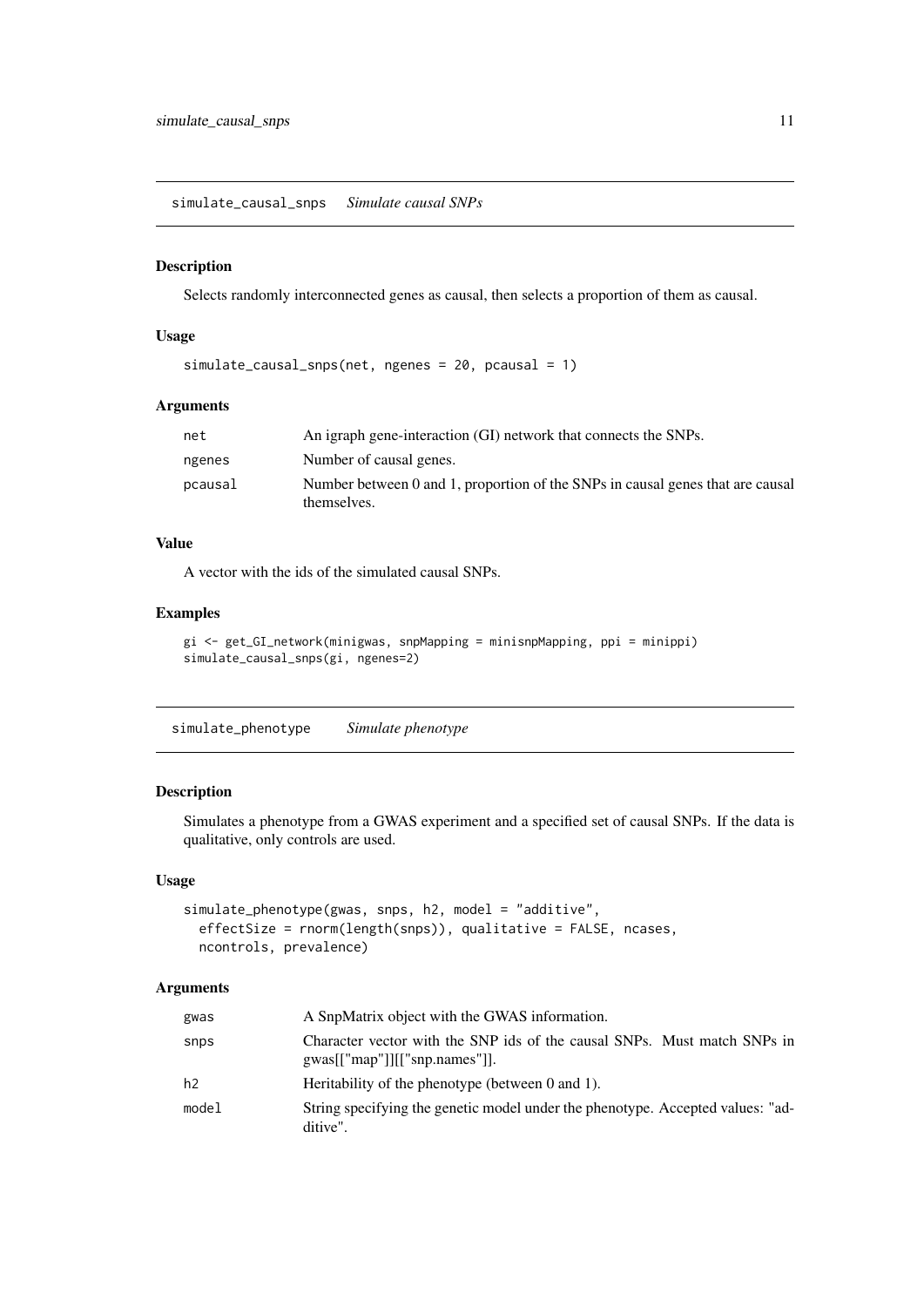## simulate_causal_snps *Simulate causal SNPs*

### Description

Selects randomly interconnected genes as causal, then selects a proportion of them as causal.

### Usage

```
simulate_causal_snps(net, ngenes = 20, pcausal = 1)
```

### Arguments

| | |
|---|---|
| net | An igraph gene-interaction (GI) network that connects the SNPs. |
| ngenes | Number of causal genes. |
| pcausal | Number between 0 and 1, proportion of the SNPs in causal genes that are causal themselves. |

### Value

A vector with the ids of the simulated causal SNPs.

### Examples

```
gi <- get_GI_network(minigwas, snpMapping = minisnpMapping, ppi = minippi)
simulate_causal_snps(gi, ngenes=2)
```

## simulate_phenotype *Simulate phenotype*

### Description

Simulates a phenotype from a GWAS experiment and a specified set of causal SNPs. If the data is qualitative, only controls are used.

### Usage

```
simulate_phenotype(gwas, snps, h2, model = "additive",
  effectSize = rnorm(length(snps)), qualitative = FALSE, ncases,
  ncontrols, prevalence)
```

### Arguments

| | |
|---|---|
| gwas | A SnpMatrix object with the GWAS information. |
| snps | Character vector with the SNP ids of the causal SNPs. Must match SNPs in gwas[["map"]][["snp.names"]]. |
| h2 | Heritability of the phenotype (between 0 and 1). |
| model | String specifying the genetic model under the phenotype. Accepted values: "additive". |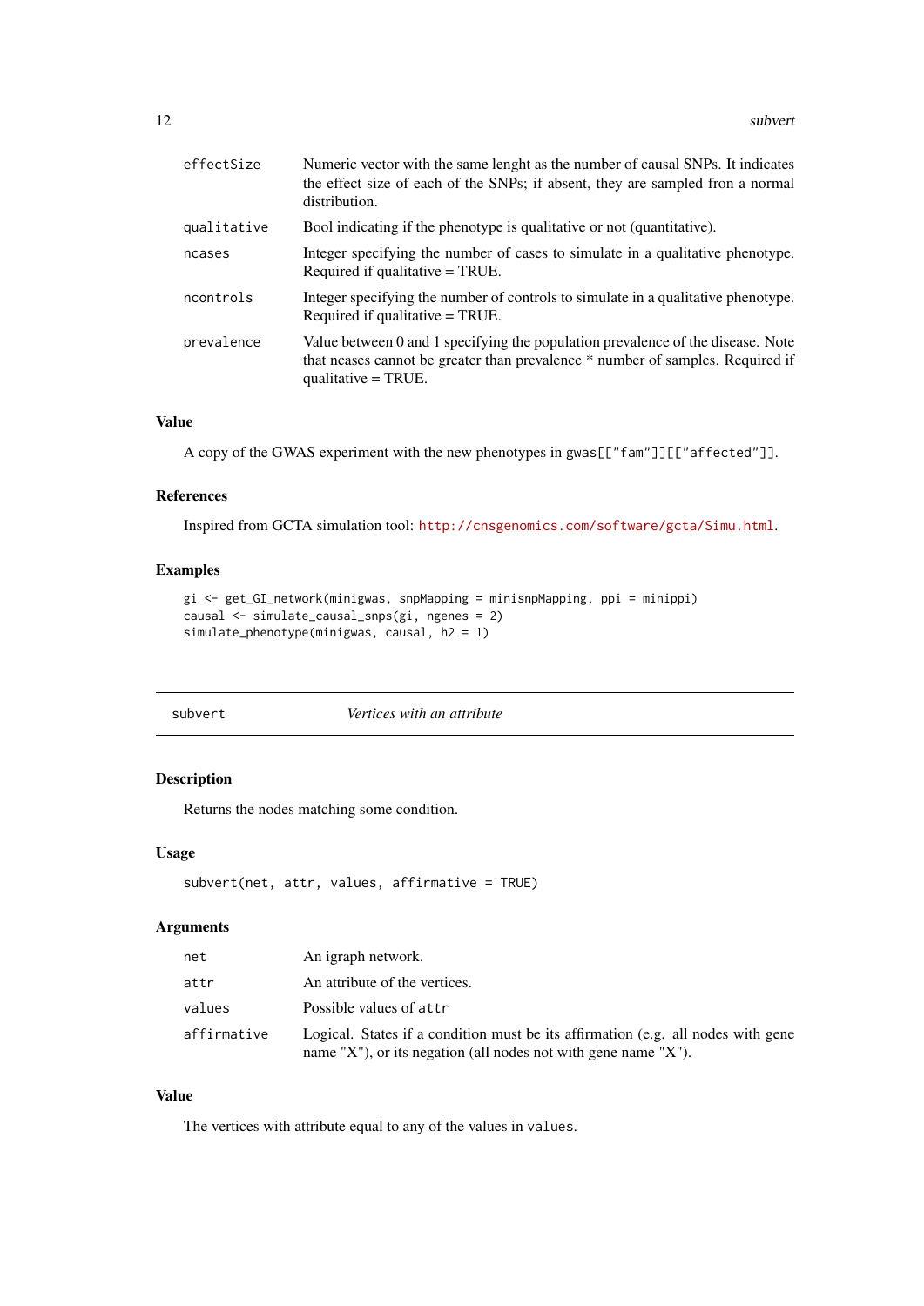| | |
|---|---|
| `effectSize` | Numeric vector with the same lenght as the number of causal SNPs. It indicates the effect size of each of the SNPs; if absent, they are sampled fron a normal distribution. |
| `qualitative` | Bool indicating if the phenotype is qualitative or not (quantitative). |
| `ncases` | Integer specifying the number of cases to simulate in a qualitative phenotype. Required if qualitative = TRUE. |
| `ncontrols` | Integer specifying the number of controls to simulate in a qualitative phenotype. Required if qualitative = TRUE. |
| `prevalence` | Value between 0 and 1 specifying the population prevalence of the disease. Note that ncases cannot be greater than prevalence * number of samples. Required if qualitative = TRUE. |

### Value

A copy of the GWAS experiment with the new phenotypes in `gwas[["fam"]][["affected"]]`.

### References

Inspired from GCTA simulation tool: http://cnsgenomics.com/software/gcta/Simu.html.

### Examples

```
gi <- get_GI_network(minigwas, snpMapping = minisnpMapping, ppi = minippi)
causal <- simulate_causal_snps(gi, ngenes = 2)
simulate_phenotype(minigwas, causal, h2 = 1)
```

---

## subvert — *Vertices with an attribute*

---

### Description

Returns the nodes matching some condition.

### Usage

```
subvert(net, attr, values, affirmative = TRUE)
```

### Arguments

| | |
|---|---|
| `net` | An igraph network. |
| `attr` | An attribute of the vertices. |
| `values` | Possible values of `attr` |
| `affirmative` | Logical. States if a condition must be its affirmation (e.g. all nodes with gene name "X"), or its negation (all nodes not with gene name "X"). |

### Value

The vertices with attribute equal to any of the values in `values`.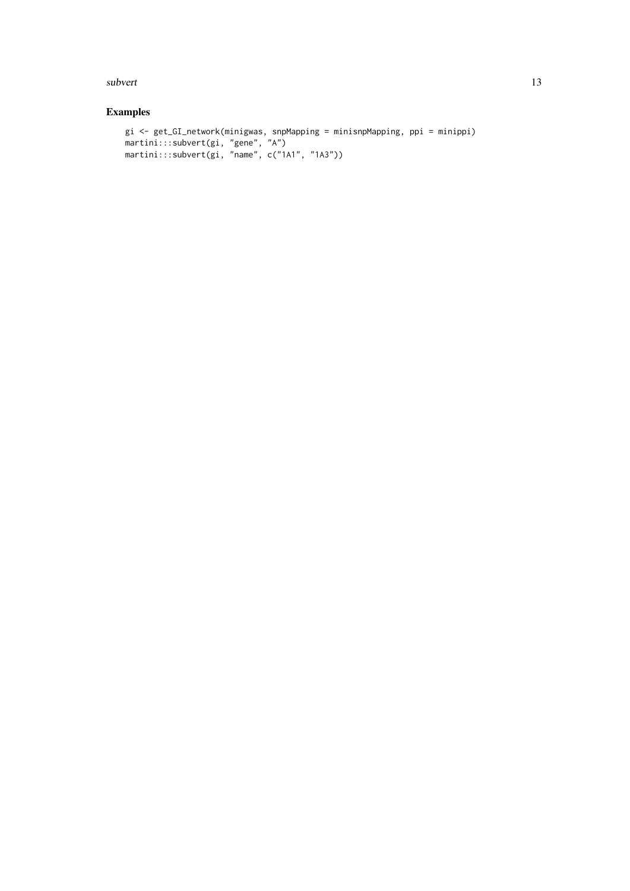## Examples

```
gi <- get_GI_network(minigwas, snpMapping = minisnpMapping, ppi = minippi)
martini:::subvert(gi, "gene", "A")
martini:::subvert(gi, "name", c("1A1", "1A3"))
```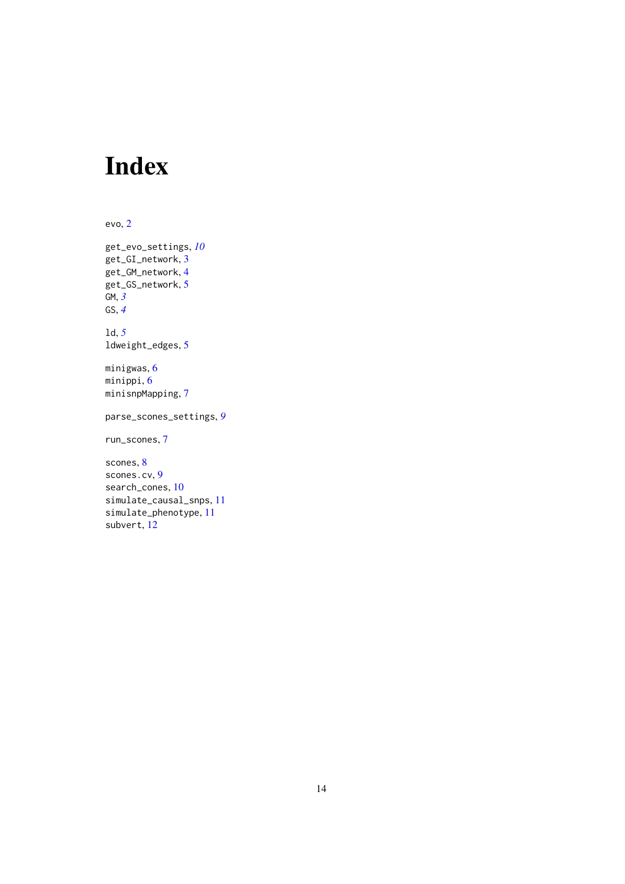# Index

evo, 2

get_evo_settings, *10*
get_GI_network, 3
get_GM_network, 4
get_GS_network, 5
GM, *3*
GS, *4*

ld, *5*
ldweight_edges, 5

minigwas, 6
minippi, 6
minisnpMapping, 7

parse_scones_settings, *9*

run_scones, 7

scones, 8
scones.cv, 9
search_cones, 10
simulate_causal_snps, 11
simulate_phenotype, 11
subvert, 12